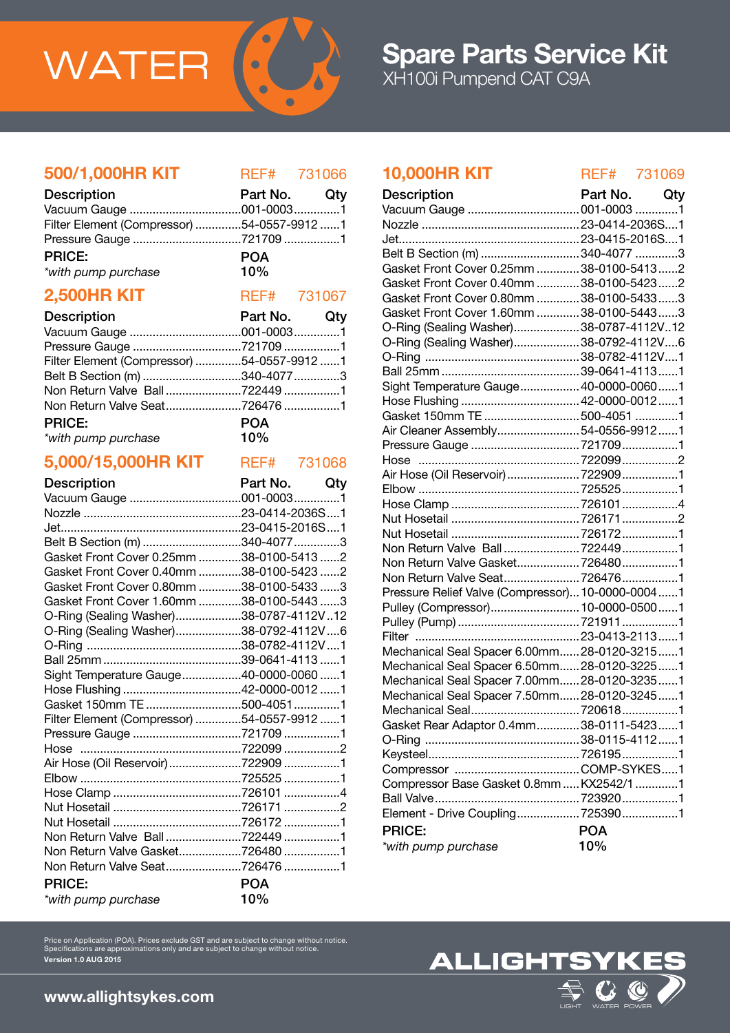# WATER

## Spare Parts Service Kit

XH100i Pumpend CAT C9A

## 500/1,000HR KIT — REF# 731066

| Description | Part No. | Qty |
|---|---|---|
| Vacuum Gauge | 001-0003 | 1 |
| Filter Element (Compressor) | 54-0557-9912 | 1 |
| Pressure Gauge | 721709 | 1 |

**PRICE:** POA

*\*with pump purchase* 10%

## 2,500HR KIT — REF# 731067

| Description | Part No. | Qty |
|---|---|---|
| Vacuum Gauge | 001-0003 | 1 |
| Pressure Gauge | 721709 | 1 |
| Filter Element (Compressor) | 54-0557-9912 | 1 |
| Belt B Section (m) | 340-4077 | 3 |
| Non Return Valve Ball | 722449 | 1 |
| Non Return Valve Seat | 726476 | 1 |

**PRICE:** POA

*\*with pump purchase* 10%

## 5,000/15,000HR KIT — REF# 731068

| Description | Part No. | Qty |
|---|---|---|
| Vacuum Gauge | 001-0003 | 1 |
| Nozzle | 23-0414-2036S | 1 |
| Jet | 23-0415-2016S | 1 |
| Belt B Section (m) | 340-4077 | 3 |
| Gasket Front Cover 0.25mm | 38-0100-5413 | 2 |
| Gasket Front Cover 0.40mm | 38-0100-5423 | 2 |
| Gasket Front Cover 0.80mm | 38-0100-5433 | 3 |
| Gasket Front Cover 1.60mm | 38-0100-5443 | 3 |
| O-Ring (Sealing Washer) | 38-0787-4112V | 12 |
| O-Ring (Sealing Washer) | 38-0792-4112V | 6 |
| O-Ring | 38-0782-4112V | 1 |
| Ball 25mm | 39-0641-4113 | 1 |
| Sight Temperature Gauge | 40-0000-0060 | 1 |
| Hose Flushing | 42-0000-0012 | 1 |
| Gasket 150mm TE | 500-4051 | 1 |
| Filter Element (Compressor) | 54-0557-9912 | 1 |
| Pressure Gauge | 721709 | 1 |
| Hose | 722099 | 2 |
| Air Hose (Oil Reservoir) | 722909 | 1 |
| Elbow | 725525 | 1 |
| Hose Clamp | 726101 | 4 |
| Nut Hosetail | 726171 | 2 |
| Nut Hosetail | 726172 | 1 |
| Non Return Valve Ball | 722449 | 1 |
| Non Return Valve Gasket | 726480 | 1 |
| Non Return Valve Seat | 726476 | 1 |

**PRICE:** POA

*\*with pump purchase* 10%

## 10,000HR KIT — REF# 731069

| Description | Part No. | Qty |
|---|---|---|
| Vacuum Gauge | 001-0003 | 1 |
| Nozzle | 23-0414-2036S | 1 |
| Jet | 23-0415-2016S | 1 |
| Belt B Section (m) | 340-4077 | 3 |
| Gasket Front Cover 0.25mm | 38-0100-5413 | 2 |
| Gasket Front Cover 0.40mm | 38-0100-5423 | 2 |
| Gasket Front Cover 0.80mm | 38-0100-5433 | 3 |
| Gasket Front Cover 1.60mm | 38-0100-5443 | 3 |
| O-Ring (Sealing Washer) | 38-0787-4112V | 12 |
| O-Ring (Sealing Washer) | 38-0792-4112V | 6 |
| O-Ring | 38-0782-4112V | 1 |
| Ball 25mm | 39-0641-4113 | 1 |
| Sight Temperature Gauge | 40-0000-0060 | 1 |
| Hose Flushing | 42-0000-0012 | 1 |
| Gasket 150mm TE | 500-4051 | 1 |
| Air Cleaner Assembly | 54-0556-9912 | 1 |
| Pressure Gauge | 721709 | 1 |
| Hose | 722099 | 2 |
| Air Hose (Oil Reservoir) | 722909 | 1 |
| Elbow | 725525 | 1 |
| Hose Clamp | 726101 | 4 |
| Nut Hosetail | 726171 | 2 |
| Nut Hosetail | 726172 | 1 |
| Non Return Valve Ball | 722449 | 1 |
| Non Return Valve Gasket | 726480 | 1 |
| Non Return Valve Seat | 726476 | 1 |
| Pressure Relief Valve (Compressor) | 10-0000-0004 | 1 |
| Pulley (Compressor) | 10-0000-0500 | 1 |
| Pulley (Pump) | 721911 | 1 |
| Filter | 23-0413-2113 | 1 |
| Mechanical Seal Spacer 6.00mm | 28-0120-3215 | 1 |
| Mechanical Seal Spacer 6.50mm | 28-0120-3225 | 1 |
| Mechanical Seal Spacer 7.00mm | 28-0120-3235 | 1 |
| Mechanical Seal Spacer 7.50mm | 28-0120-3245 | 1 |
| Mechanical Seal | 720618 | 1 |
| Gasket Rear Adaptor 0.4mm | 38-0111-5423 | 1 |
| O-Ring | 38-0115-4112 | 1 |
| Keysteel | 726195 | 1 |
| Compressor | COMP-SYKES | 1 |
| Compressor Base Gasket 0.8mm | KX2542/1 | 1 |
| Ball Valve | 723920 | 1 |
| Element - Drive Coupling | 725390 | 1 |

**PRICE:** POA

*\*with pump purchase* 10%

Price on Application (POA). Prices exclude GST and are subject to change without notice. Specifications are approximations only and are subject to change without notice.

**Version 1.0 AUG 2015**

**www.allightsykes.com**

ALLIGHTSYKES — LIGHT WATER POWER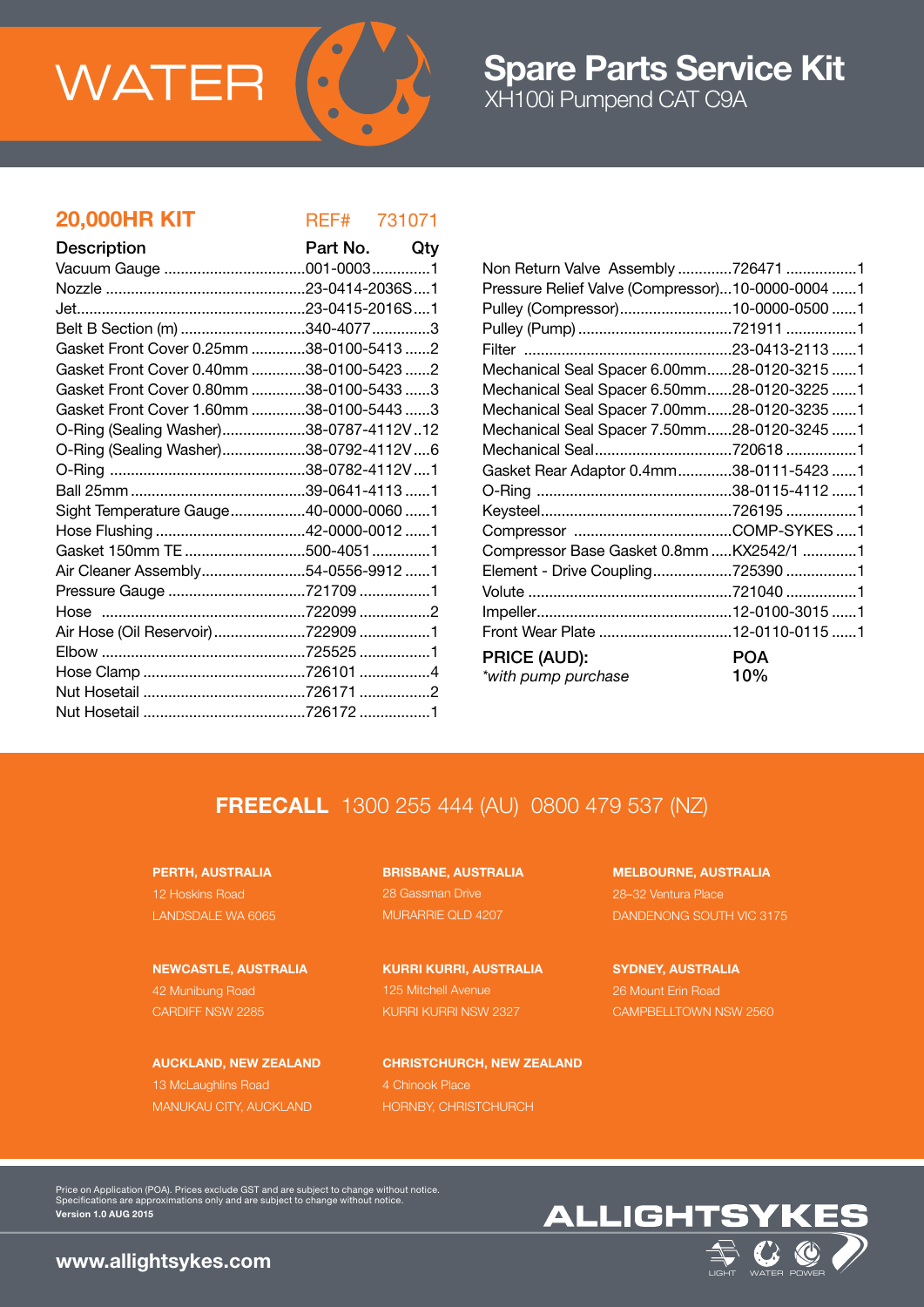WATER

# Spare Parts Service Kit

XH100i Pumpend CAT C9A

## 20,000HR KIT

REF# 731071

| Description | Part No. | Qty |
|---|---|---|
| Vacuum Gauge | 001-0003 | 1 |
| Nozzle | 23-0414-2036S | 1 |
| Jet | 23-0415-2016S | 1 |
| Belt B Section (m) | 340-4077 | 3 |
| Gasket Front Cover 0.25mm | 38-0100-5413 | 2 |
| Gasket Front Cover 0.40mm | 38-0100-5423 | 2 |
| Gasket Front Cover 0.80mm | 38-0100-5433 | 3 |
| Gasket Front Cover 1.60mm | 38-0100-5443 | 3 |
| O-Ring (Sealing Washer) | 38-0787-4112V | 12 |
| O-Ring (Sealing Washer) | 38-0792-4112V | 6 |
| O-Ring | 38-0782-4112V | 1 |
| Ball 25mm | 39-0641-4113 | 1 |
| Sight Temperature Gauge | 40-0000-0060 | 1 |
| Hose Flushing | 42-0000-0012 | 1 |
| Gasket 150mm TE | 500-4051 | 1 |
| Air Cleaner Assembly | 54-0556-9912 | 1 |
| Pressure Gauge | 721709 | 1 |
| Hose | 722099 | 2 |
| Air Hose (Oil Reservoir) | 722909 | 1 |
| Elbow | 725525 | 1 |
| Hose Clamp | 726101 | 4 |
| Nut Hosetail | 726171 | 2 |
| Nut Hosetail | 726172 | 1 |
| Non Return Valve Assembly | 726471 | 1 |
| Pressure Relief Valve (Compressor) | 10-0000-0004 | 1 |
| Pulley (Compressor) | 10-0000-0500 | 1 |
| Pulley (Pump) | 721911 | 1 |
| Filter | 23-0413-2113 | 1 |
| Mechanical Seal Spacer 6.00mm | 28-0120-3215 | 1 |
| Mechanical Seal Spacer 6.50mm | 28-0120-3225 | 1 |
| Mechanical Seal Spacer 7.00mm | 28-0120-3235 | 1 |
| Mechanical Seal Spacer 7.50mm | 28-0120-3245 | 1 |
| Mechanical Seal | 720618 | 1 |
| Gasket Rear Adaptor 0.4mm | 38-0111-5423 | 1 |
| O-Ring | 38-0115-4112 | 1 |
| Keysteel | 726195 | 1 |
| Compressor | COMP-SYKES | 1 |
| Compressor Base Gasket 0.8mm | KX2542/1 | 1 |
| Element - Drive Coupling | 725390 | 1 |
| Volute | 721040 | 1 |
| Impeller | 12-0100-3015 | 1 |
| Front Wear Plate | 12-0110-0115 | 1 |

**PRICE (AUD):** POA
*\*with pump purchase* 10%

**FREECALL** 1300 255 444 (AU) 0800 479 537 (NZ)

**PERTH, AUSTRALIA**
12 Hoskins Road
LANDSDALE WA 6065

**BRISBANE, AUSTRALIA**
28 Gassman Drive
MURARRIE QLD 4207

**MELBOURNE, AUSTRALIA**
28–32 Ventura Place
DANDENONG SOUTH VIC 3175

**NEWCASTLE, AUSTRALIA**
42 Munibung Road
CARDIFF NSW 2285

**KURRI KURRI, AUSTRALIA**
125 Mitchell Avenue
KURRI KURRI NSW 2327

**SYDNEY, AUSTRALIA**
26 Mount Erin Road
CAMPBELLTOWN NSW 2560

**AUCKLAND, NEW ZEALAND**
13 McLaughlins Road
MANUKAU CITY, AUCKLAND

**CHRISTCHURCH, NEW ZEALAND**
4 Chinook Place
HORNBY, CHRISTCHURCH

Price on Application (POA). Prices exclude GST and are subject to change without notice.
Specifications are approximations only and are subject to change without notice.
**Version 1.0 AUG 2015**

ALLIGHTSYKES

LIGHT WATER POWER

**www.allightsykes.com**